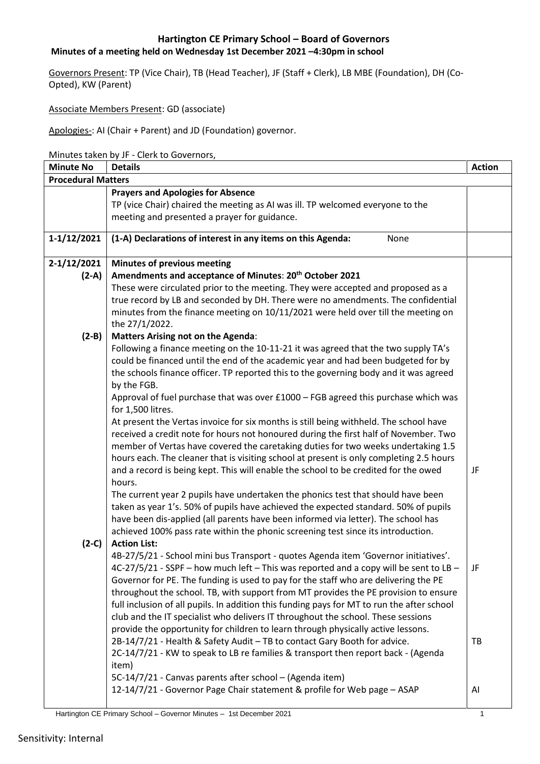# Hartington CE Primary School – Board of Governors

**Minutes of a meeting held on Wednesday 1st December 2021 –4:30pm in school**

Governors Present: TP (Vice Chair), TB (Head Teacher), JF (Staff + Clerk), LB MBE (Foundation), DH (Co-Opted), KW (Parent)

Associate Members Present: GD (associate)

Apologies-: AI (Chair + Parent) and JD (Foundation) governor.

Minutes taken by JF - Clerk to Governors,

| Minute No | Details | Action |
|---|---|---|
| **Procedural Matters** | | |
| | **Prayers and Apologies for Absence**<br>TP (vice Chair) chaired the meeting as AI was ill. TP welcomed everyone to the meeting and presented a prayer for guidance. | |
| 1-1/12/2021 | **(1-A) Declarations of interest in any items on this Agenda:** None | |
| 2-1/12/2021<br>(2-A) | **Minutes of previous meeting**<br>**Amendments and acceptance of Minutes**: **20th October 2021**<br>These were circulated prior to the meeting. They were accepted and proposed as a true record by LB and seconded by DH. There were no amendments. The confidential minutes from the finance meeting on 10/11/2021 were held over till the meeting on the 27/1/2022. | |
| (2-B) | **Matters Arising not on the Agenda**:<br>Following a finance meeting on the 10-11-21 it was agreed that the two supply TA's could be financed until the end of the academic year and had been budgeted for by the schools finance officer. TP reported this to the governing body and it was agreed by the FGB.<br>Approval of fuel purchase that was over £1000 – FGB agreed this purchase which was for 1,500 litres.<br>At present the Vertas invoice for six months is still being withheld. The school have received a credit note for hours not honoured during the first half of November. Two member of Vertas have covered the caretaking duties for two weeks undertaking 1.5 hours each. The cleaner that is visiting school at present is only completing 2.5 hours and a record is being kept. This will enable the school to be credited for the owed hours.<br>The current year 2 pupils have undertaken the phonics test that should have been taken as year 1's. 50% of pupils have achieved the expected standard. 50% of pupils have been dis-applied (all parents have been informed via letter). The school has achieved 100% pass rate within the phonic screening test since its introduction. | JF |
| (2-C) | **Action List:**<br>4B-27/5/21 - School mini bus Transport - quotes Agenda item 'Governor initiatives'.<br>4C-27/5/21 - SSPF – how much left – This was reported and a copy will be sent to LB – Governor for PE. The funding is used to pay for the staff who are delivering the PE throughout the school. TB, with support from MT provides the PE provision to ensure full inclusion of all pupils. In addition this funding pays for MT to run the after school club and the IT specialist who delivers IT throughout the school. These sessions provide the opportunity for children to learn through physically active lessons.<br>2B-14/7/21 - Health & Safety Audit – TB to contact Gary Booth for advice.<br>2C-14/7/21 - KW to speak to LB re families & transport then report back - (Agenda item)<br>5C-14/7/21 - Canvas parents after school – (Agenda item)<br>12-14/7/21 - Governor Page Chair statement & profile for Web page – ASAP | JF<br><br>TB<br><br>AI |

Sensitivity: Internal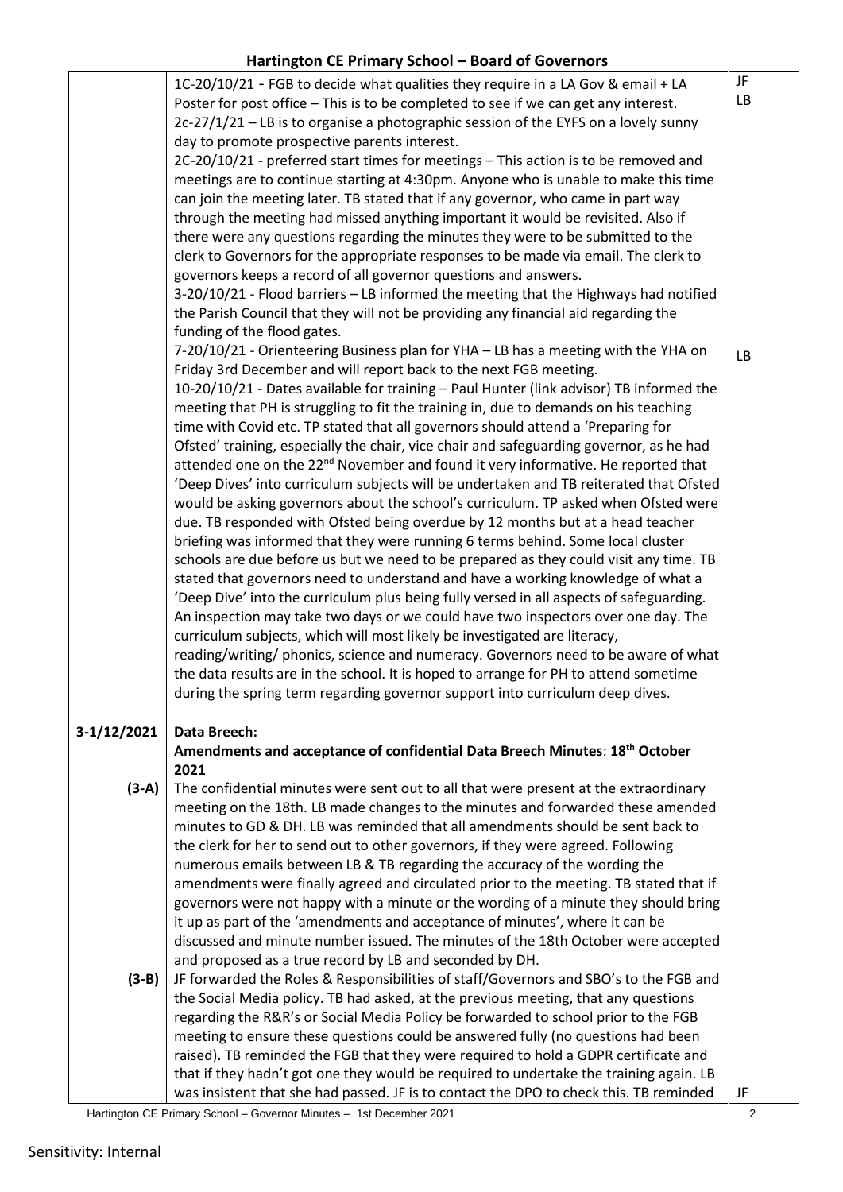| | | |
|---|---|---|
| | 1C-20/10/21 - FGB to decide what qualities they require in a LA Gov & email + LA Poster for post office – This is to be completed to see if we can get any interest.<br>2c-27/1/21 – LB is to organise a photographic session of the EYFS on a lovely sunny day to promote prospective parents interest.<br>2C-20/10/21 - preferred start times for meetings – This action is to be removed and meetings are to continue starting at 4:30pm. Anyone who is unable to make this time can join the meeting later. TB stated that if any governor, who came in part way through the meeting had missed anything important it would be revisited. Also if there were any questions regarding the minutes they were to be submitted to the clerk to Governors for the appropriate responses to be made via email. The clerk to governors keeps a record of all governor questions and answers.<br>3-20/10/21 - Flood barriers – LB informed the meeting that the Highways had notified the Parish Council that they will not be providing any financial aid regarding the funding of the flood gates.<br>7-20/10/21 - Orienteering Business plan for YHA – LB has a meeting with the YHA on Friday 3rd December and will report back to the next FGB meeting.<br>10-20/10/21 - Dates available for training – Paul Hunter (link advisor) TB informed the meeting that PH is struggling to fit the training in, due to demands on his teaching time with Covid etc. TP stated that all governors should attend a 'Preparing for Ofsted' training, especially the chair, vice chair and safeguarding governor, as he had attended one on the 22nd November and found it very informative. He reported that 'Deep Dives' into curriculum subjects will be undertaken and TB reiterated that Ofsted would be asking governors about the school's curriculum. TP asked when Ofsted were due. TB responded with Ofsted being overdue by 12 months but at a head teacher briefing was informed that they were running 6 terms behind. Some local cluster schools are due before us but we need to be prepared as they could visit any time. TB stated that governors need to understand and have a working knowledge of what a 'Deep Dive' into the curriculum plus being fully versed in all aspects of safeguarding. An inspection may take two days or we could have two inspectors over one day. The curriculum subjects, which will most likely be investigated are literacy, reading/writing/ phonics, science and numeracy. Governors need to be aware of what the data results are in the school. It is hoped to arrange for PH to attend sometime during the spring term regarding governor support into curriculum deep dives. | JF<br>LB<br><br><br><br><br><br><br><br><br><br><br><br><br>LB |
| 3-1/12/2021 | **Data Breech:**<br>**Amendments and acceptance of confidential Data Breech Minutes: 18th October 2021** | |
| (3-A) | The confidential minutes were sent out to all that were present at the extraordinary meeting on the 18th. LB made changes to the minutes and forwarded these amended minutes to GD & DH. LB was reminded that all amendments should be sent back to the clerk for her to send out to other governors, if they were agreed. Following numerous emails between LB & TB regarding the accuracy of the wording the amendments were finally agreed and circulated prior to the meeting. TB stated that if governors were not happy with a minute or the wording of a minute they should bring it up as part of the 'amendments and acceptance of minutes', where it can be discussed and minute number issued. The minutes of the 18th October were accepted and proposed as a true record by LB and seconded by DH. | |
| (3-B) | JF forwarded the Roles & Responsibilities of staff/Governors and SBO's to the FGB and the Social Media policy. TB had asked, at the previous meeting, that any questions regarding the R&R's or Social Media Policy be forwarded to school prior to the FGB meeting to ensure these questions could be answered fully (no questions had been raised). TB reminded the FGB that they were required to hold a GDPR certificate and that if they hadn't got one they would be required to undertake the training again. LB was insistent that she had passed. JF is to contact the DPO to check this. TB reminded | JF |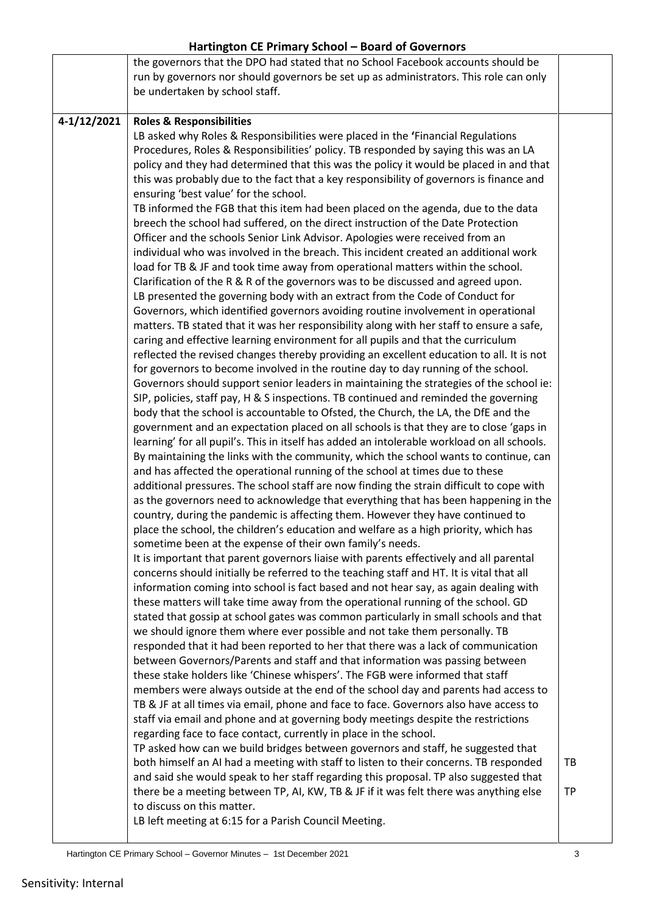| | | |
|---|---|---|
| | the governors that the DPO had stated that no School Facebook accounts should be run by governors nor should governors be set up as administrators. This role can only be undertaken by school staff. | |
| 4-1/12/2021 | **Roles & Responsibilities**<br>LB asked why Roles & Responsibilities were placed in the **'**Financial Regulations Procedures, Roles & Responsibilities' policy. TB responded by saying this was an LA policy and they had determined that this was the policy it would be placed in and that this was probably due to the fact that a key responsibility of governors is finance and ensuring 'best value' for the school.<br>TB informed the FGB that this item had been placed on the agenda, due to the data breech the school had suffered, on the direct instruction of the Date Protection Officer and the schools Senior Link Advisor. Apologies were received from an individual who was involved in the breach. This incident created an additional work load for TB & JF and took time away from operational matters within the school. Clarification of the R & R of the governors was to be discussed and agreed upon.<br>LB presented the governing body with an extract from the Code of Conduct for Governors, which identified governors avoiding routine involvement in operational matters. TB stated that it was her responsibility along with her staff to ensure a safe, caring and effective learning environment for all pupils and that the curriculum reflected the revised changes thereby providing an excellent education to all. It is not for governors to become involved in the routine day to day running of the school. Governors should support senior leaders in maintaining the strategies of the school ie: SIP, policies, staff pay, H & S inspections. TB continued and reminded the governing body that the school is accountable to Ofsted, the Church, the LA, the DfE and the government and an expectation placed on all schools is that they are to close 'gaps in learning' for all pupil's. This in itself has added an intolerable workload on all schools. By maintaining the links with the community, which the school wants to continue, can and has affected the operational running of the school at times due to these additional pressures. The school staff are now finding the strain difficult to cope with as the governors need to acknowledge that everything that has been happening in the country, during the pandemic is affecting them. However they have continued to place the school, the children's education and welfare as a high priority, which has sometime been at the expense of their own family's needs.<br>It is important that parent governors liaise with parents effectively and all parental concerns should initially be referred to the teaching staff and HT. It is vital that all information coming into school is fact based and not hear say, as again dealing with these matters will take time away from the operational running of the school. GD stated that gossip at school gates was common particularly in small schools and that we should ignore them where ever possible and not take them personally. TB responded that it had been reported to her that there was a lack of communication between Governors/Parents and staff and that information was passing between these stake holders like 'Chinese whispers'. The FGB were informed that staff members were always outside at the end of the school day and parents had access to TB & JF at all times via email, phone and face to face. Governors also have access to staff via email and phone and at governing body meetings despite the restrictions regarding face to face contact, currently in place in the school.<br>TP asked how can we build bridges between governors and staff, he suggested that both himself an AI had a meeting with staff to listen to their concerns. TB responded and said she would speak to her staff regarding this proposal. TP also suggested that there be a meeting between TP, AI, KW, TB & JF if it was felt there was anything else to discuss on this matter.<br>LB left meeting at 6:15 for a Parish Council Meeting. | TB<br><br>TP |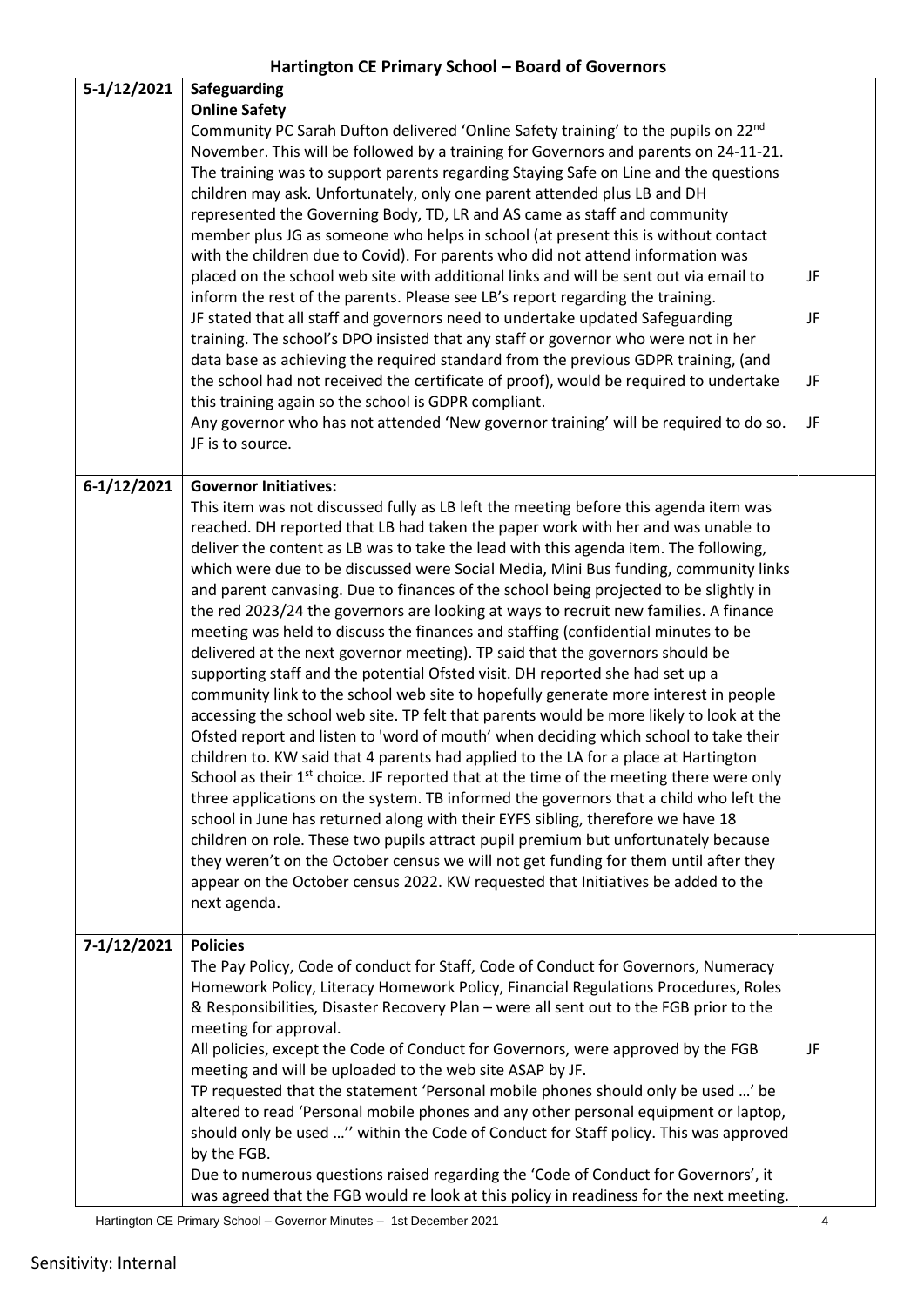# Hartington CE Primary School – Board of Governors

| | | |
|---|---|---|
| 5-1/12/2021 | **Safeguarding**<br>**Online Safety**<br>Community PC Sarah Dufton delivered 'Online Safety training' to the pupils on 22nd November. This will be followed by a training for Governors and parents on 24-11-21. The training was to support parents regarding Staying Safe on Line and the questions children may ask. Unfortunately, only one parent attended plus LB and DH represented the Governing Body, TD, LR and AS came as staff and community member plus JG as someone who helps in school (at present this is without contact with the children due to Covid). For parents who did not attend information was placed on the school web site with additional links and will be sent out via email to inform the rest of the parents. Please see LB's report regarding the training.<br>JF stated that all staff and governors need to undertake updated Safeguarding training. The school's DPO insisted that any staff or governor who were not in her data base as achieving the required standard from the previous GDPR training, (and the school had not received the certificate of proof), would be required to undertake this training again so the school is GDPR compliant.<br>Any governor who has not attended 'New governor training' will be required to do so. JF is to source. | JF<br><br>JF<br><br>JF<br><br>JF |
| 6-1/12/2021 | **Governor Initiatives:**<br>This item was not discussed fully as LB left the meeting before this agenda item was reached. DH reported that LB had taken the paper work with her and was unable to deliver the content as LB was to take the lead with this agenda item. The following, which were due to be discussed were Social Media, Mini Bus funding, community links and parent canvasing. Due to finances of the school being projected to be slightly in the red 2023/24 the governors are looking at ways to recruit new families. A finance meeting was held to discuss the finances and staffing (confidential minutes to be delivered at the next governor meeting). TP said that the governors should be supporting staff and the potential Ofsted visit. DH reported she had set up a community link to the school web site to hopefully generate more interest in people accessing the school web site. TP felt that parents would be more likely to look at the Ofsted report and listen to 'word of mouth' when deciding which school to take their children to. KW said that 4 parents had applied to the LA for a place at Hartington School as their 1st choice. JF reported that at the time of the meeting there were only three applications on the system. TB informed the governors that a child who left the school in June has returned along with their EYFS sibling, therefore we have 18 children on role. These two pupils attract pupil premium but unfortunately because they weren't on the October census we will not get funding for them until after they appear on the October census 2022. KW requested that Initiatives be added to the next agenda. | |
| 7-1/12/2021 | **Policies**<br>The Pay Policy, Code of conduct for Staff, Code of Conduct for Governors, Numeracy Homework Policy, Literacy Homework Policy, Financial Regulations Procedures, Roles & Responsibilities, Disaster Recovery Plan – were all sent out to the FGB prior to the meeting for approval.<br>All policies, except the Code of Conduct for Governors, were approved by the FGB meeting and will be uploaded to the web site ASAP by JF.<br>TP requested that the statement 'Personal mobile phones should only be used …' be altered to read 'Personal mobile phones and any other personal equipment or laptop, should only be used …'' within the Code of Conduct for Staff policy. This was approved by the FGB.<br>Due to numerous questions raised regarding the 'Code of Conduct for Governors', it was agreed that the FGB would re look at this policy in readiness for the next meeting. | <br><br><br>JF |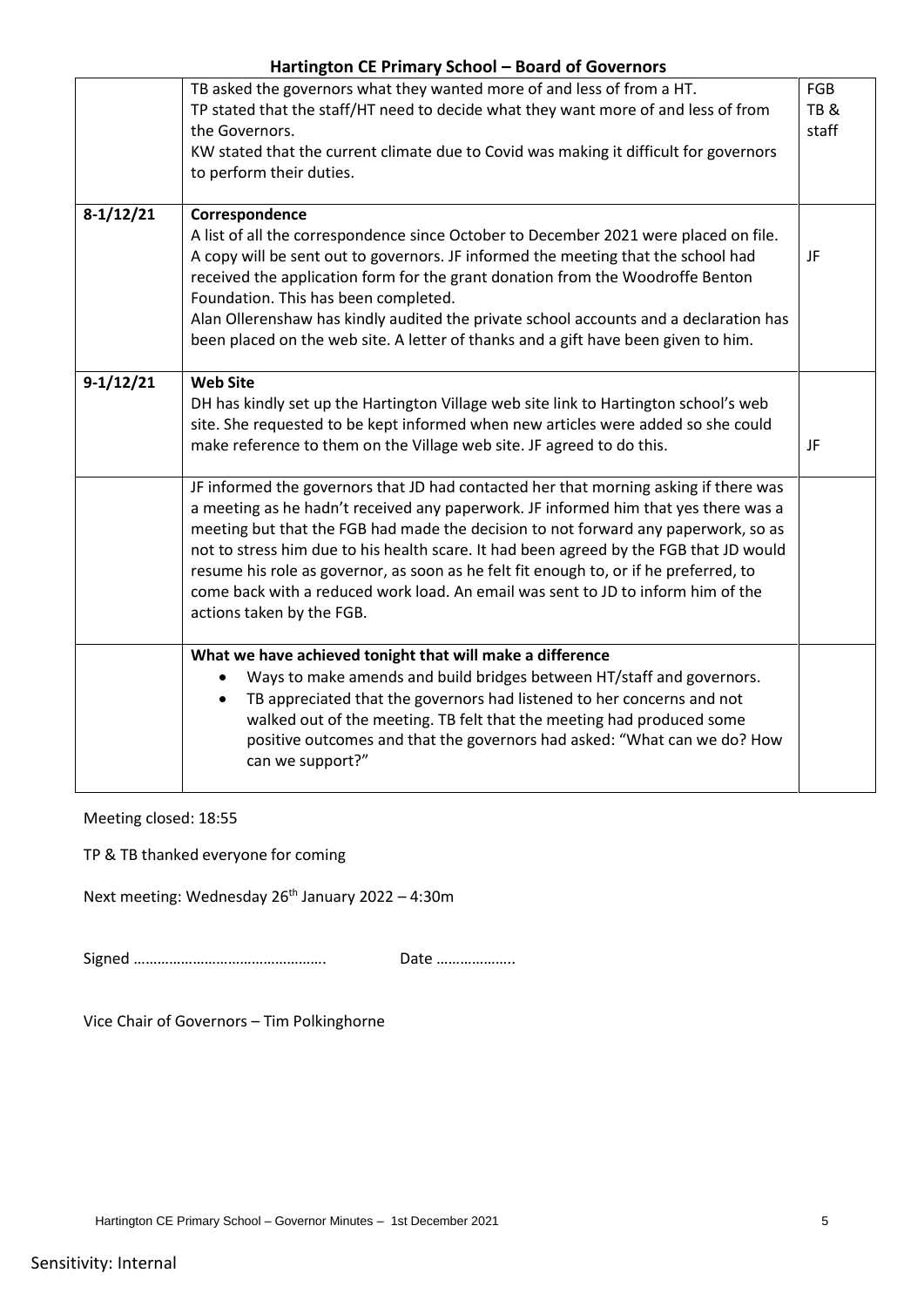| | | |
|---|---|---|
| | TB asked the governors what they wanted more of and less of from a HT.<br>TP stated that the staff/HT need to decide what they want more of and less of from the Governors.<br>KW stated that the current climate due to Covid was making it difficult for governors to perform their duties. | FGB<br>TB & staff |
| 8-1/12/21 | **Correspondence**<br>A list of all the correspondence since October to December 2021 were placed on file. A copy will be sent out to governors. JF informed the meeting that the school had received the application form for the grant donation from the Woodroffe Benton Foundation. This has been completed.<br>Alan Ollerenshaw has kindly audited the private school accounts and a declaration has been placed on the web site. A letter of thanks and a gift have been given to him. | JF |
| 9-1/12/21 | **Web Site**<br>DH has kindly set up the Hartington Village web site link to Hartington school's web site. She requested to be kept informed when new articles were added so she could make reference to them on the Village web site. JF agreed to do this. | JF |
| | JF informed the governors that JD had contacted her that morning asking if there was a meeting as he hadn't received any paperwork. JF informed him that yes there was a meeting but that the FGB had made the decision to not forward any paperwork, so as not to stress him due to his health scare. It had been agreed by the FGB that JD would resume his role as governor, as soon as he felt fit enough to, or if he preferred, to come back with a reduced work load. An email was sent to JD to inform him of the actions taken by the FGB. | |
| | **What we have achieved tonight that will make a difference**<br>• Ways to make amends and build bridges between HT/staff and governors.<br>• TB appreciated that the governors had listened to her concerns and not walked out of the meeting. TB felt that the meeting had produced some positive outcomes and that the governors had asked: "What can we do? How can we support?" | |

Meeting closed: 18:55

TP & TB thanked everyone for coming

Next meeting: Wednesday 26th January 2022 – 4:30m

Signed ………………………………………….           Date ………………..

Vice Chair of Governors – Tim Polkinghorne